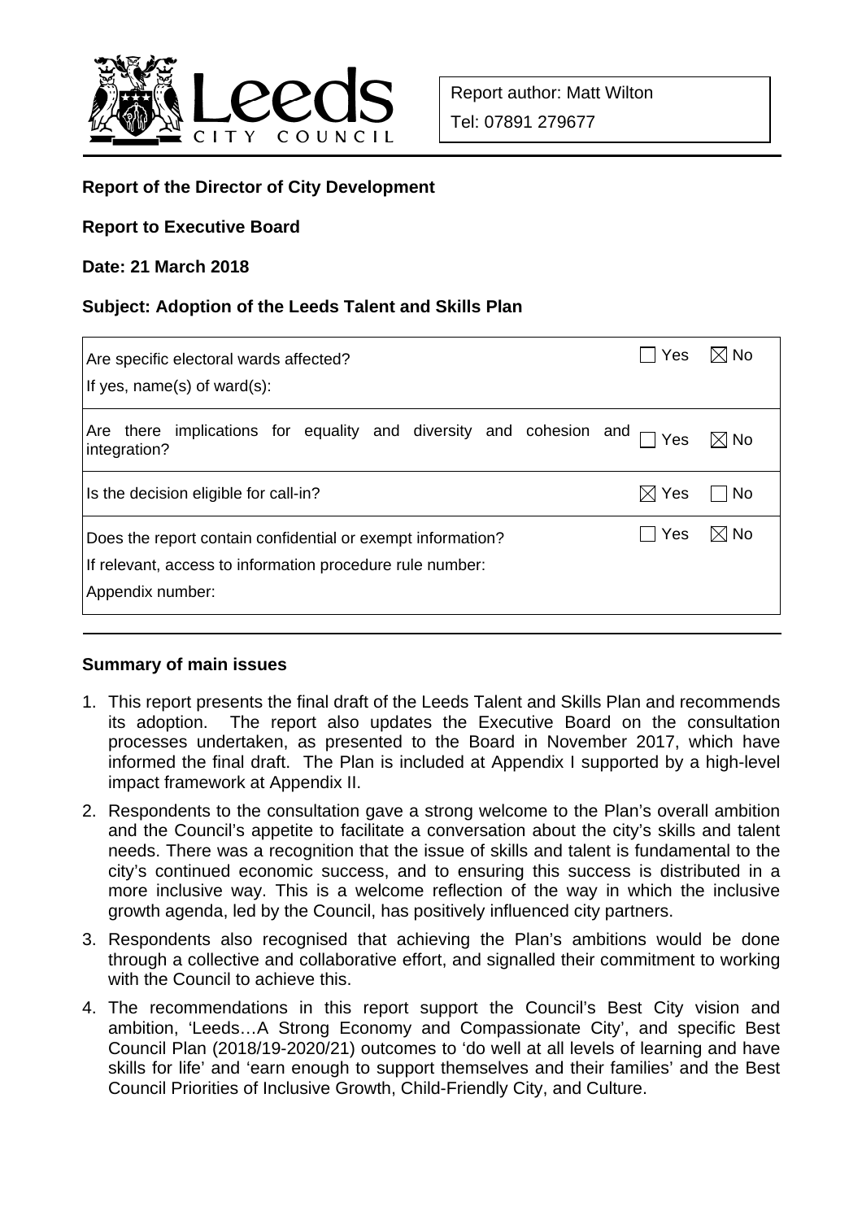Leeds CITY COUNCIL

| Report author: Matt Wilton |
|---|
| Tel: 07891 279677 |

**Report of the Director of City Development**

**Report to Executive Board**

**Date: 21 March 2018**

**Subject: Adoption of the Leeds Talent and Skills Plan**

| | | |
|---|---|---|
| Are specific electoral wards affected?<br>If yes, name(s) of ward(s): | ☐ Yes | ☒ No |
| Are there implications for equality and diversity and cohesion and integration? | ☐ Yes | ☒ No |
| Is the decision eligible for call-in? | ☒ Yes | ☐ No |
| Does the report contain confidential or exempt information?<br>If relevant, access to information procedure rule number:<br>Appendix number: | ☐ Yes | ☒ No |

## Summary of main issues

1. This report presents the final draft of the Leeds Talent and Skills Plan and recommends its adoption. The report also updates the Executive Board on the consultation processes undertaken, as presented to the Board in November 2017, which have informed the final draft. The Plan is included at Appendix I supported by a high-level impact framework at Appendix II.
2. Respondents to the consultation gave a strong welcome to the Plan's overall ambition and the Council's appetite to facilitate a conversation about the city's skills and talent needs. There was a recognition that the issue of skills and talent is fundamental to the city's continued economic success, and to ensuring this success is distributed in a more inclusive way. This is a welcome reflection of the way in which the inclusive growth agenda, led by the Council, has positively influenced city partners.
3. Respondents also recognised that achieving the Plan's ambitions would be done through a collective and collaborative effort, and signalled their commitment to working with the Council to achieve this.
4. The recommendations in this report support the Council's Best City vision and ambition, 'Leeds…A Strong Economy and Compassionate City', and specific Best Council Plan (2018/19-2020/21) outcomes to 'do well at all levels of learning and have skills for life' and 'earn enough to support themselves and their families' and the Best Council Priorities of Inclusive Growth, Child-Friendly City, and Culture.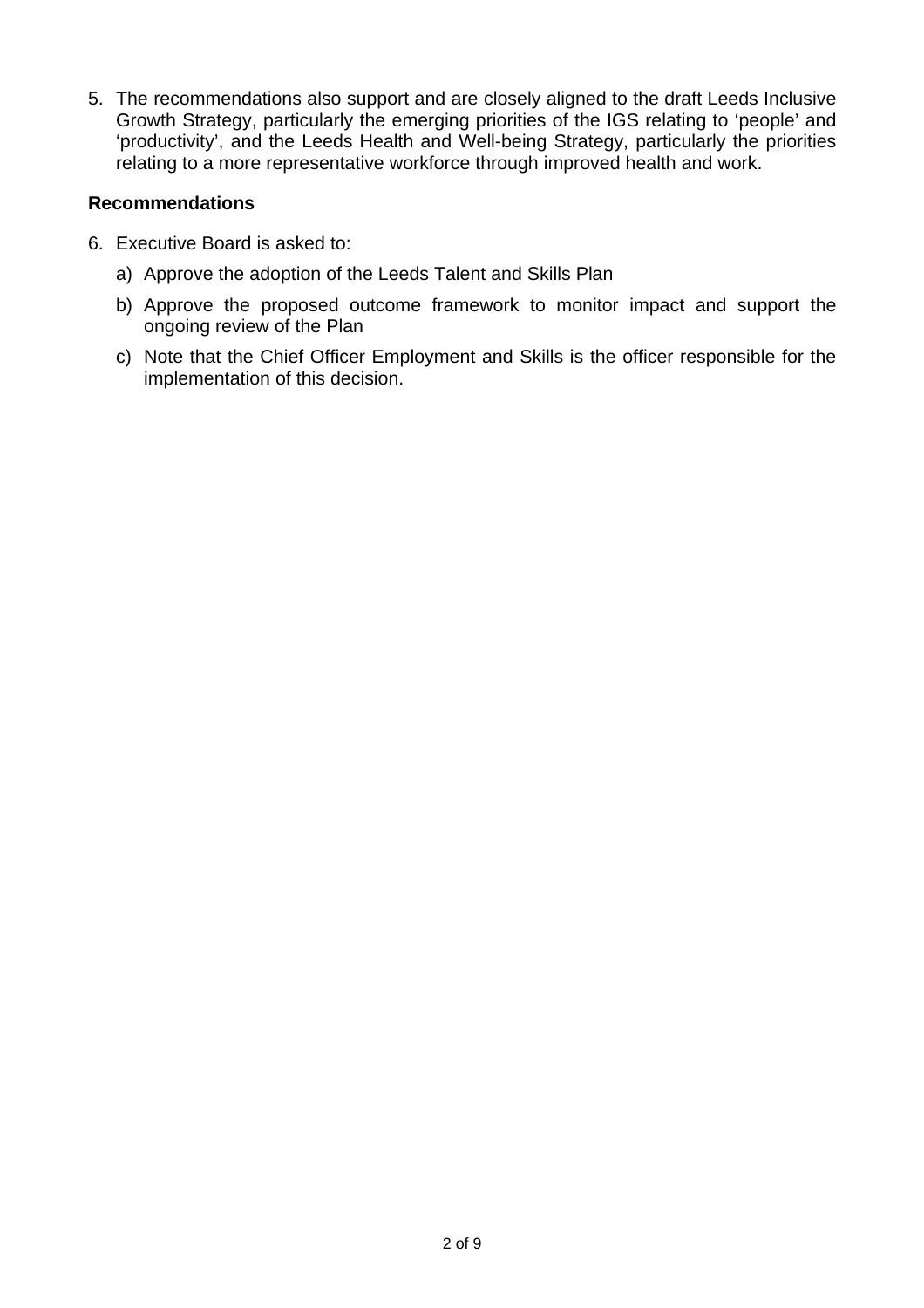5. The recommendations also support and are closely aligned to the draft Leeds Inclusive Growth Strategy, particularly the emerging priorities of the IGS relating to 'people' and 'productivity', and the Leeds Health and Well-being Strategy, particularly the priorities relating to a more representative workforce through improved health and work.

**Recommendations**

6. Executive Board is asked to:

   a) Approve the adoption of the Leeds Talent and Skills Plan

   b) Approve the proposed outcome framework to monitor impact and support the ongoing review of the Plan

   c) Note that the Chief Officer Employment and Skills is the officer responsible for the implementation of this decision.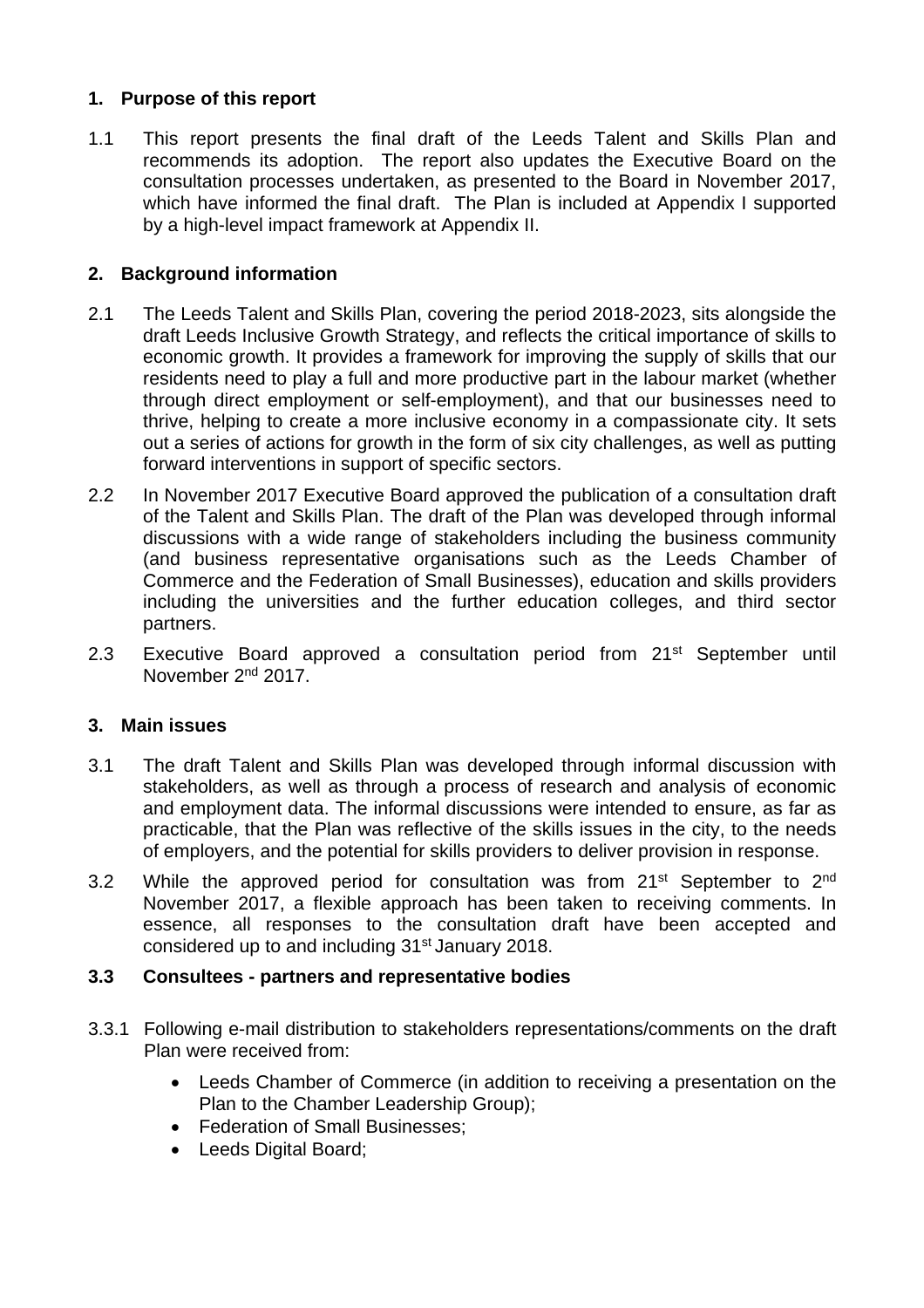## 1. Purpose of this report

1.1 This report presents the final draft of the Leeds Talent and Skills Plan and recommends its adoption. The report also updates the Executive Board on the consultation processes undertaken, as presented to the Board in November 2017, which have informed the final draft. The Plan is included at Appendix I supported by a high-level impact framework at Appendix II.

## 2. Background information

2.1 The Leeds Talent and Skills Plan, covering the period 2018-2023, sits alongside the draft Leeds Inclusive Growth Strategy, and reflects the critical importance of skills to economic growth. It provides a framework for improving the supply of skills that our residents need to play a full and more productive part in the labour market (whether through direct employment or self-employment), and that our businesses need to thrive, helping to create a more inclusive economy in a compassionate city. It sets out a series of actions for growth in the form of six city challenges, as well as putting forward interventions in support of specific sectors.

2.2 In November 2017 Executive Board approved the publication of a consultation draft of the Talent and Skills Plan. The draft of the Plan was developed through informal discussions with a wide range of stakeholders including the business community (and business representative organisations such as the Leeds Chamber of Commerce and the Federation of Small Businesses), education and skills providers including the universities and the further education colleges, and third sector partners.

2.3 Executive Board approved a consultation period from 21st September until November 2nd 2017.

## 3. Main issues

3.1 The draft Talent and Skills Plan was developed through informal discussion with stakeholders, as well as through a process of research and analysis of economic and employment data. The informal discussions were intended to ensure, as far as practicable, that the Plan was reflective of the skills issues in the city, to the needs of employers, and the potential for skills providers to deliver provision in response.

3.2 While the approved period for consultation was from 21st September to 2nd November 2017, a flexible approach has been taken to receiving comments. In essence, all responses to the consultation draft have been accepted and considered up to and including 31st January 2018.

### 3.3 Consultees - partners and representative bodies

3.3.1 Following e-mail distribution to stakeholders representations/comments on the draft Plan were received from:

- Leeds Chamber of Commerce (in addition to receiving a presentation on the Plan to the Chamber Leadership Group);
- Federation of Small Businesses;
- Leeds Digital Board;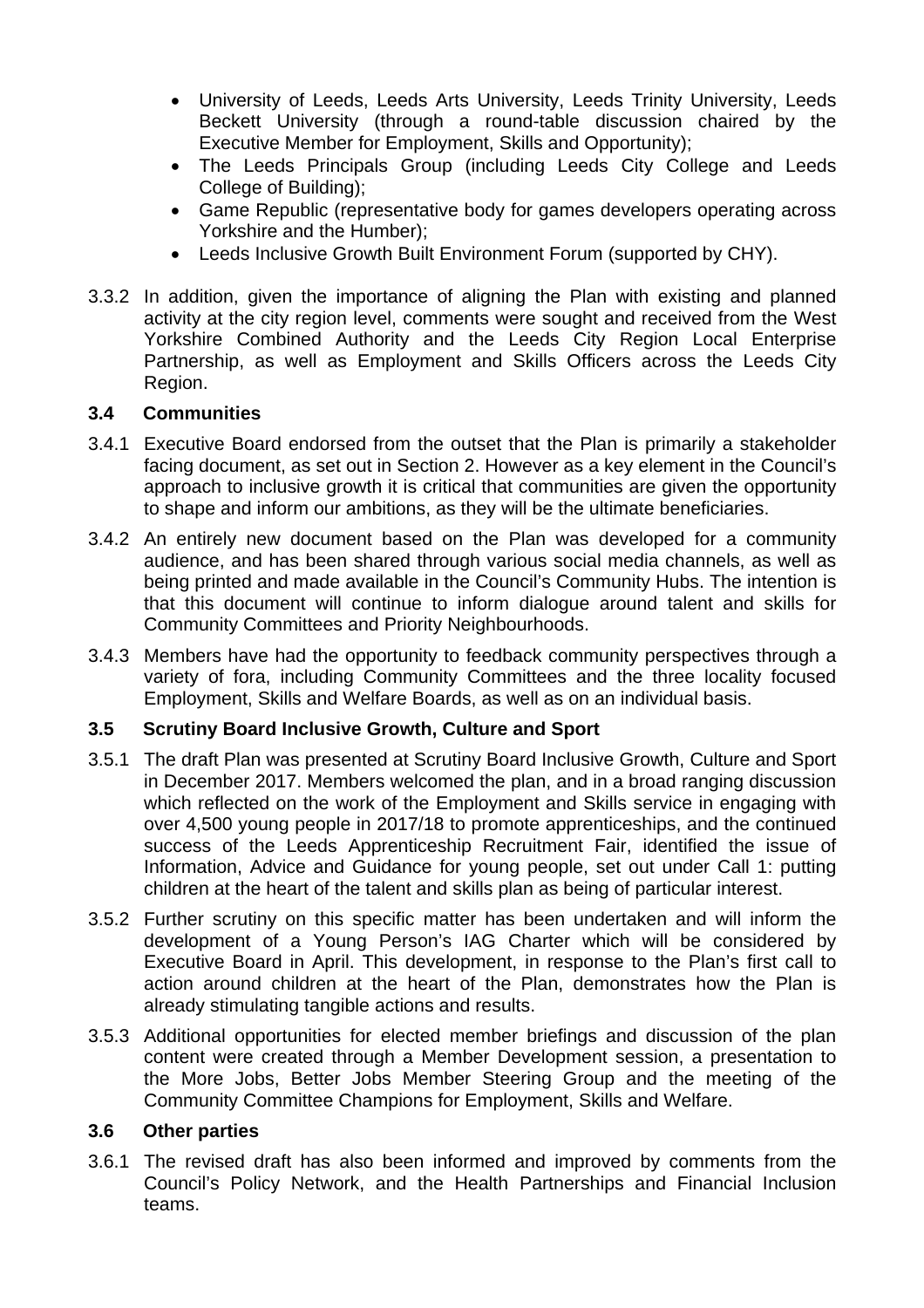- University of Leeds, Leeds Arts University, Leeds Trinity University, Leeds Beckett University (through a round-table discussion chaired by the Executive Member for Employment, Skills and Opportunity);
- The Leeds Principals Group (including Leeds City College and Leeds College of Building);
- Game Republic (representative body for games developers operating across Yorkshire and the Humber);
- Leeds Inclusive Growth Built Environment Forum (supported by CHY).

3.3.2 In addition, given the importance of aligning the Plan with existing and planned activity at the city region level, comments were sought and received from the West Yorkshire Combined Authority and the Leeds City Region Local Enterprise Partnership, as well as Employment and Skills Officers across the Leeds City Region.

### 3.4 Communities

3.4.1 Executive Board endorsed from the outset that the Plan is primarily a stakeholder facing document, as set out in Section 2. However as a key element in the Council's approach to inclusive growth it is critical that communities are given the opportunity to shape and inform our ambitions, as they will be the ultimate beneficiaries.

3.4.2 An entirely new document based on the Plan was developed for a community audience, and has been shared through various social media channels, as well as being printed and made available in the Council's Community Hubs. The intention is that this document will continue to inform dialogue around talent and skills for Community Committees and Priority Neighbourhoods.

3.4.3 Members have had the opportunity to feedback community perspectives through a variety of fora, including Community Committees and the three locality focused Employment, Skills and Welfare Boards, as well as on an individual basis.

### 3.5 Scrutiny Board Inclusive Growth, Culture and Sport

3.5.1 The draft Plan was presented at Scrutiny Board Inclusive Growth, Culture and Sport in December 2017. Members welcomed the plan, and in a broad ranging discussion which reflected on the work of the Employment and Skills service in engaging with over 4,500 young people in 2017/18 to promote apprenticeships, and the continued success of the Leeds Apprenticeship Recruitment Fair, identified the issue of Information, Advice and Guidance for young people, set out under Call 1: putting children at the heart of the talent and skills plan as being of particular interest.

3.5.2 Further scrutiny on this specific matter has been undertaken and will inform the development of a Young Person's IAG Charter which will be considered by Executive Board in April. This development, in response to the Plan's first call to action around children at the heart of the Plan, demonstrates how the Plan is already stimulating tangible actions and results.

3.5.3 Additional opportunities for elected member briefings and discussion of the plan content were created through a Member Development session, a presentation to the More Jobs, Better Jobs Member Steering Group and the meeting of the Community Committee Champions for Employment, Skills and Welfare.

### 3.6 Other parties

3.6.1 The revised draft has also been informed and improved by comments from the Council's Policy Network, and the Health Partnerships and Financial Inclusion teams.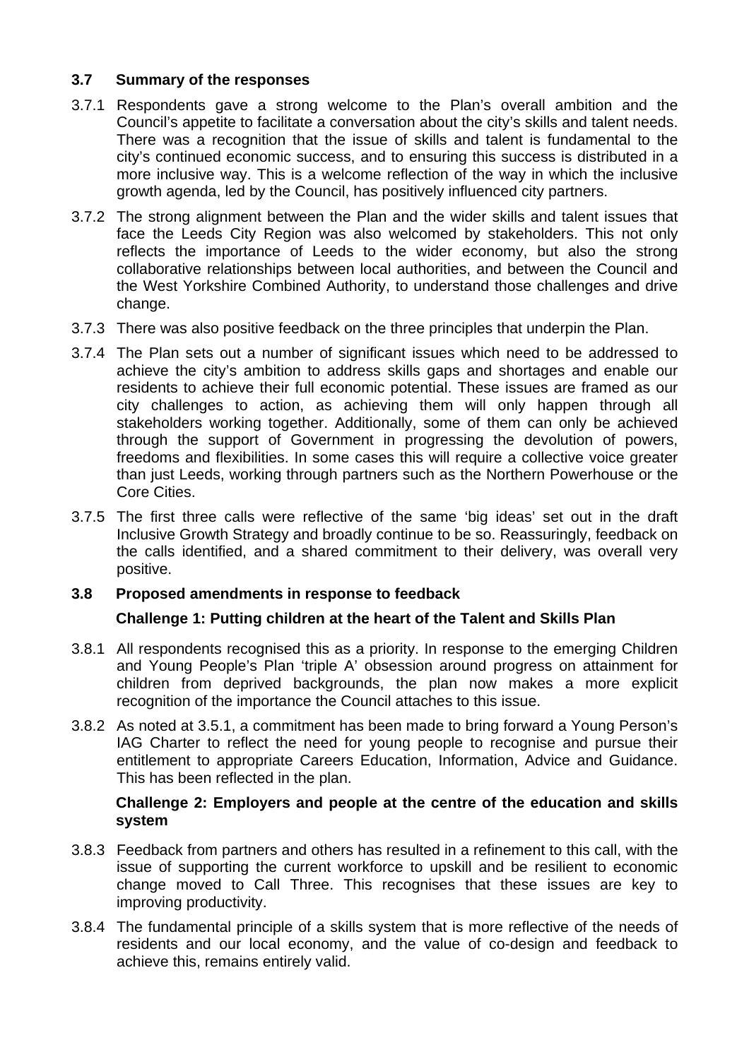### 3.7 Summary of the responses

3.7.1 Respondents gave a strong welcome to the Plan's overall ambition and the Council's appetite to facilitate a conversation about the city's skills and talent needs. There was a recognition that the issue of skills and talent is fundamental to the city's continued economic success, and to ensuring this success is distributed in a more inclusive way. This is a welcome reflection of the way in which the inclusive growth agenda, led by the Council, has positively influenced city partners.

3.7.2 The strong alignment between the Plan and the wider skills and talent issues that face the Leeds City Region was also welcomed by stakeholders. This not only reflects the importance of Leeds to the wider economy, but also the strong collaborative relationships between local authorities, and between the Council and the West Yorkshire Combined Authority, to understand those challenges and drive change.

3.7.3 There was also positive feedback on the three principles that underpin the Plan.

3.7.4 The Plan sets out a number of significant issues which need to be addressed to achieve the city's ambition to address skills gaps and shortages and enable our residents to achieve their full economic potential. These issues are framed as our city challenges to action, as achieving them will only happen through all stakeholders working together. Additionally, some of them can only be achieved through the support of Government in progressing the devolution of powers, freedoms and flexibilities. In some cases this will require a collective voice greater than just Leeds, working through partners such as the Northern Powerhouse or the Core Cities.

3.7.5 The first three calls were reflective of the same 'big ideas' set out in the draft Inclusive Growth Strategy and broadly continue to be so. Reassuringly, feedback on the calls identified, and a shared commitment to their delivery, was overall very positive.

### 3.8 Proposed amendments in response to feedback

**Challenge 1: Putting children at the heart of the Talent and Skills Plan**

3.8.1 All respondents recognised this as a priority. In response to the emerging Children and Young People's Plan 'triple A' obsession around progress on attainment for children from deprived backgrounds, the plan now makes a more explicit recognition of the importance the Council attaches to this issue.

3.8.2 As noted at 3.5.1, a commitment has been made to bring forward a Young Person's IAG Charter to reflect the need for young people to recognise and pursue their entitlement to appropriate Careers Education, Information, Advice and Guidance. This has been reflected in the plan.

**Challenge 2: Employers and people at the centre of the education and skills system**

3.8.3 Feedback from partners and others has resulted in a refinement to this call, with the issue of supporting the current workforce to upskill and be resilient to economic change moved to Call Three. This recognises that these issues are key to improving productivity.

3.8.4 The fundamental principle of a skills system that is more reflective of the needs of residents and our local economy, and the value of co-design and feedback to achieve this, remains entirely valid.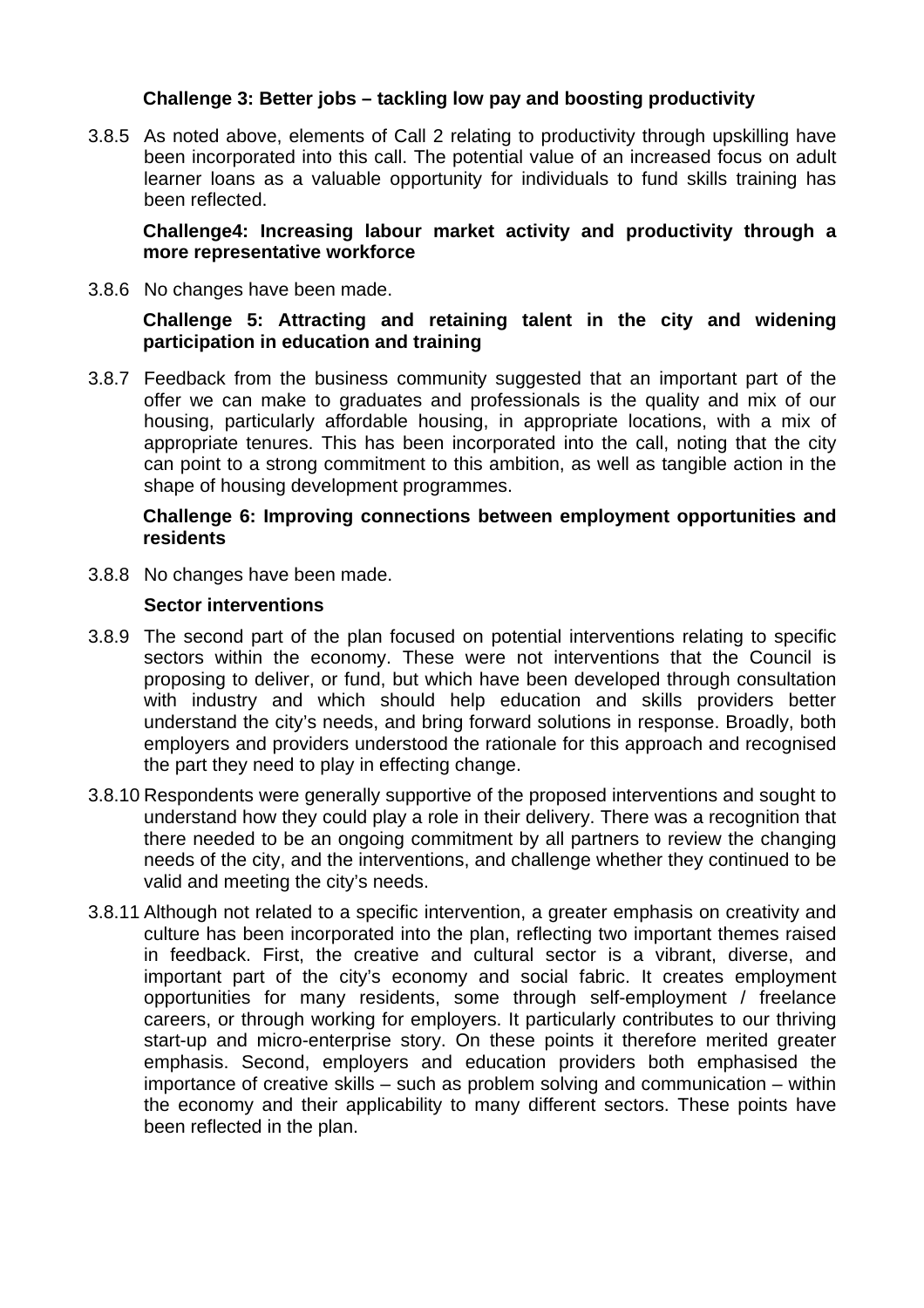**Challenge 3: Better jobs – tackling low pay and boosting productivity**

3.8.5 As noted above, elements of Call 2 relating to productivity through upskilling have been incorporated into this call. The potential value of an increased focus on adult learner loans as a valuable opportunity for individuals to fund skills training has been reflected.

**Challenge4: Increasing labour market activity and productivity through a more representative workforce**

3.8.6 No changes have been made.

**Challenge 5: Attracting and retaining talent in the city and widening participation in education and training**

3.8.7 Feedback from the business community suggested that an important part of the offer we can make to graduates and professionals is the quality and mix of our housing, particularly affordable housing, in appropriate locations, with a mix of appropriate tenures. This has been incorporated into the call, noting that the city can point to a strong commitment to this ambition, as well as tangible action in the shape of housing development programmes.

**Challenge 6: Improving connections between employment opportunities and residents**

3.8.8 No changes have been made.

**Sector interventions**

3.8.9 The second part of the plan focused on potential interventions relating to specific sectors within the economy. These were not interventions that the Council is proposing to deliver, or fund, but which have been developed through consultation with industry and which should help education and skills providers better understand the city's needs, and bring forward solutions in response. Broadly, both employers and providers understood the rationale for this approach and recognised the part they need to play in effecting change.

3.8.10 Respondents were generally supportive of the proposed interventions and sought to understand how they could play a role in their delivery. There was a recognition that there needed to be an ongoing commitment by all partners to review the changing needs of the city, and the interventions, and challenge whether they continued to be valid and meeting the city's needs.

3.8.11 Although not related to a specific intervention, a greater emphasis on creativity and culture has been incorporated into the plan, reflecting two important themes raised in feedback. First, the creative and cultural sector is a vibrant, diverse, and important part of the city's economy and social fabric. It creates employment opportunities for many residents, some through self-employment / freelance careers, or through working for employers. It particularly contributes to our thriving start-up and micro-enterprise story. On these points it therefore merited greater emphasis. Second, employers and education providers both emphasised the importance of creative skills – such as problem solving and communication – within the economy and their applicability to many different sectors. These points have been reflected in the plan.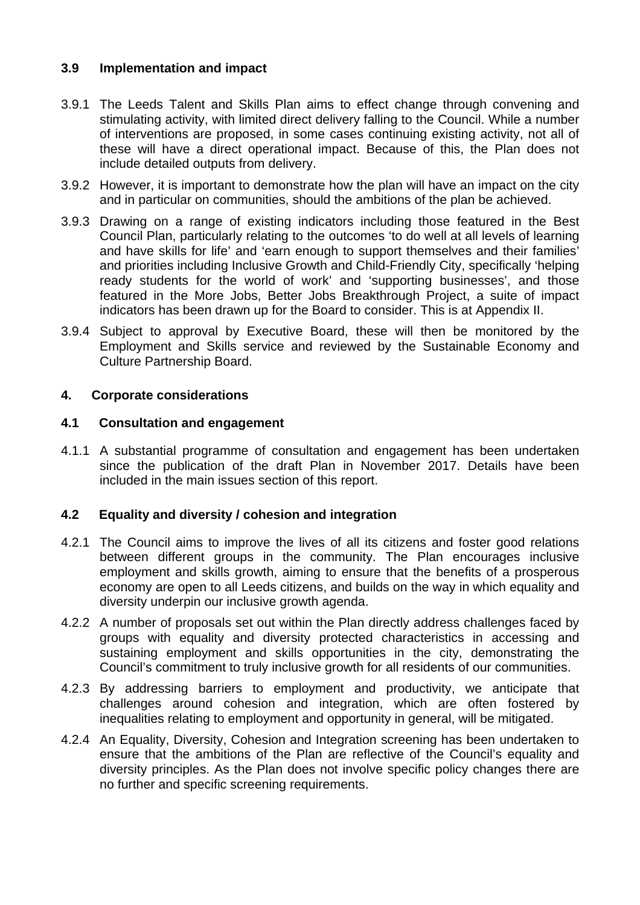### 3.9 Implementation and impact

3.9.1 The Leeds Talent and Skills Plan aims to effect change through convening and stimulating activity, with limited direct delivery falling to the Council. While a number of interventions are proposed, in some cases continuing existing activity, not all of these will have a direct operational impact. Because of this, the Plan does not include detailed outputs from delivery.

3.9.2 However, it is important to demonstrate how the plan will have an impact on the city and in particular on communities, should the ambitions of the plan be achieved.

3.9.3 Drawing on a range of existing indicators including those featured in the Best Council Plan, particularly relating to the outcomes 'to do well at all levels of learning and have skills for life' and 'earn enough to support themselves and their families' and priorities including Inclusive Growth and Child-Friendly City, specifically 'helping ready students for the world of work' and 'supporting businesses', and those featured in the More Jobs, Better Jobs Breakthrough Project, a suite of impact indicators has been drawn up for the Board to consider. This is at Appendix II.

3.9.4 Subject to approval by Executive Board, these will then be monitored by the Employment and Skills service and reviewed by the Sustainable Economy and Culture Partnership Board.

## 4. Corporate considerations

### 4.1 Consultation and engagement

4.1.1 A substantial programme of consultation and engagement has been undertaken since the publication of the draft Plan in November 2017. Details have been included in the main issues section of this report.

### 4.2 Equality and diversity / cohesion and integration

4.2.1 The Council aims to improve the lives of all its citizens and foster good relations between different groups in the community. The Plan encourages inclusive employment and skills growth, aiming to ensure that the benefits of a prosperous economy are open to all Leeds citizens, and builds on the way in which equality and diversity underpin our inclusive growth agenda.

4.2.2 A number of proposals set out within the Plan directly address challenges faced by groups with equality and diversity protected characteristics in accessing and sustaining employment and skills opportunities in the city, demonstrating the Council's commitment to truly inclusive growth for all residents of our communities.

4.2.3 By addressing barriers to employment and productivity, we anticipate that challenges around cohesion and integration, which are often fostered by inequalities relating to employment and opportunity in general, will be mitigated.

4.2.4 An Equality, Diversity, Cohesion and Integration screening has been undertaken to ensure that the ambitions of the Plan are reflective of the Council's equality and diversity principles. As the Plan does not involve specific policy changes there are no further and specific screening requirements.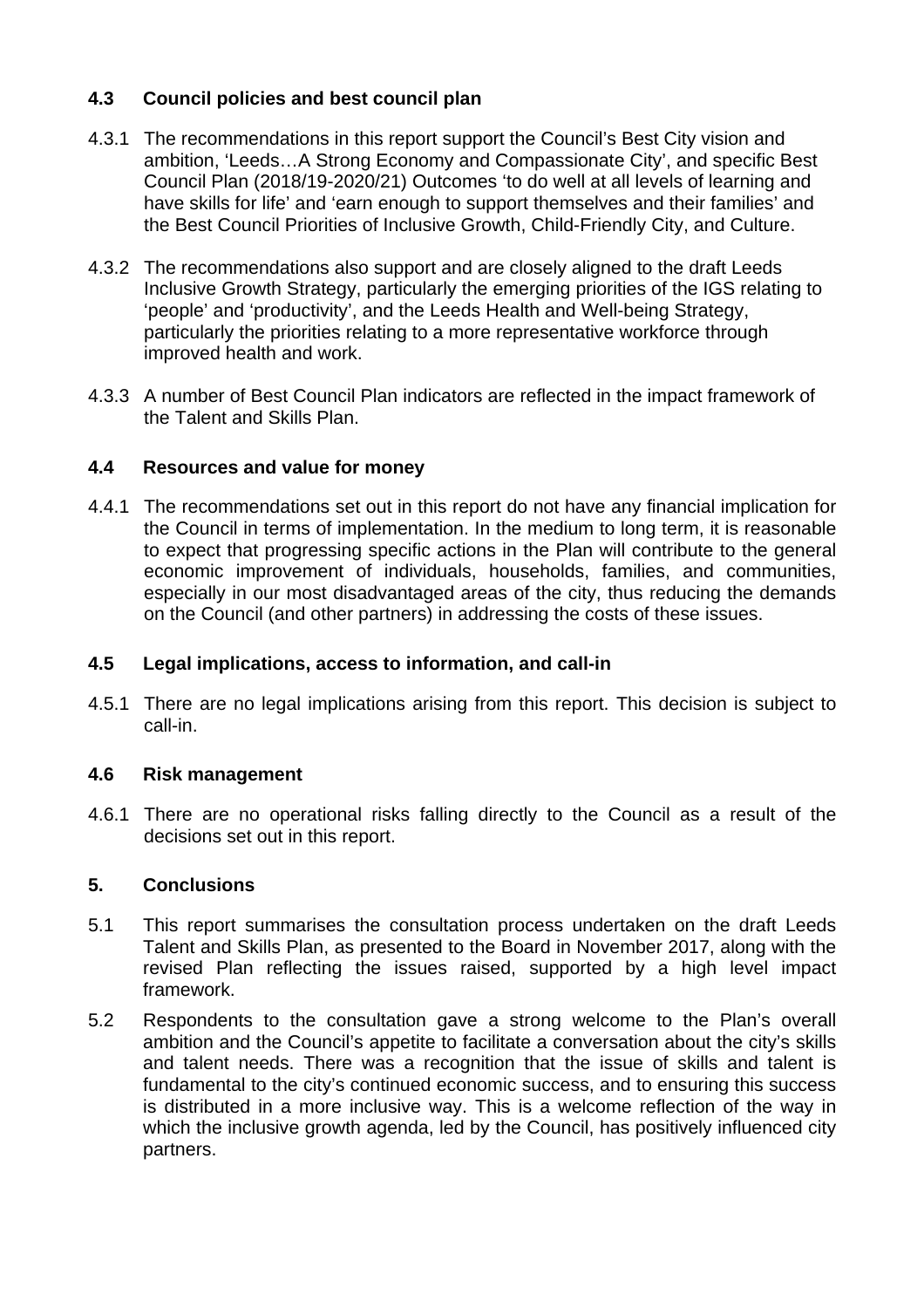### 4.3 Council policies and best council plan

4.3.1 The recommendations in this report support the Council's Best City vision and ambition, 'Leeds…A Strong Economy and Compassionate City', and specific Best Council Plan (2018/19-2020/21) Outcomes 'to do well at all levels of learning and have skills for life' and 'earn enough to support themselves and their families' and the Best Council Priorities of Inclusive Growth, Child-Friendly City, and Culture.

4.3.2 The recommendations also support and are closely aligned to the draft Leeds Inclusive Growth Strategy, particularly the emerging priorities of the IGS relating to 'people' and 'productivity', and the Leeds Health and Well-being Strategy, particularly the priorities relating to a more representative workforce through improved health and work.

4.3.3 A number of Best Council Plan indicators are reflected in the impact framework of the Talent and Skills Plan.

### 4.4 Resources and value for money

4.4.1 The recommendations set out in this report do not have any financial implication for the Council in terms of implementation. In the medium to long term, it is reasonable to expect that progressing specific actions in the Plan will contribute to the general economic improvement of individuals, households, families, and communities, especially in our most disadvantaged areas of the city, thus reducing the demands on the Council (and other partners) in addressing the costs of these issues.

### 4.5 Legal implications, access to information, and call-in

4.5.1 There are no legal implications arising from this report. This decision is subject to call-in.

### 4.6 Risk management

4.6.1 There are no operational risks falling directly to the Council as a result of the decisions set out in this report.

## 5. Conclusions

5.1 This report summarises the consultation process undertaken on the draft Leeds Talent and Skills Plan, as presented to the Board in November 2017, along with the revised Plan reflecting the issues raised, supported by a high level impact framework.

5.2 Respondents to the consultation gave a strong welcome to the Plan's overall ambition and the Council's appetite to facilitate a conversation about the city's skills and talent needs. There was a recognition that the issue of skills and talent is fundamental to the city's continued economic success, and to ensuring this success is distributed in a more inclusive way. This is a welcome reflection of the way in which the inclusive growth agenda, led by the Council, has positively influenced city partners.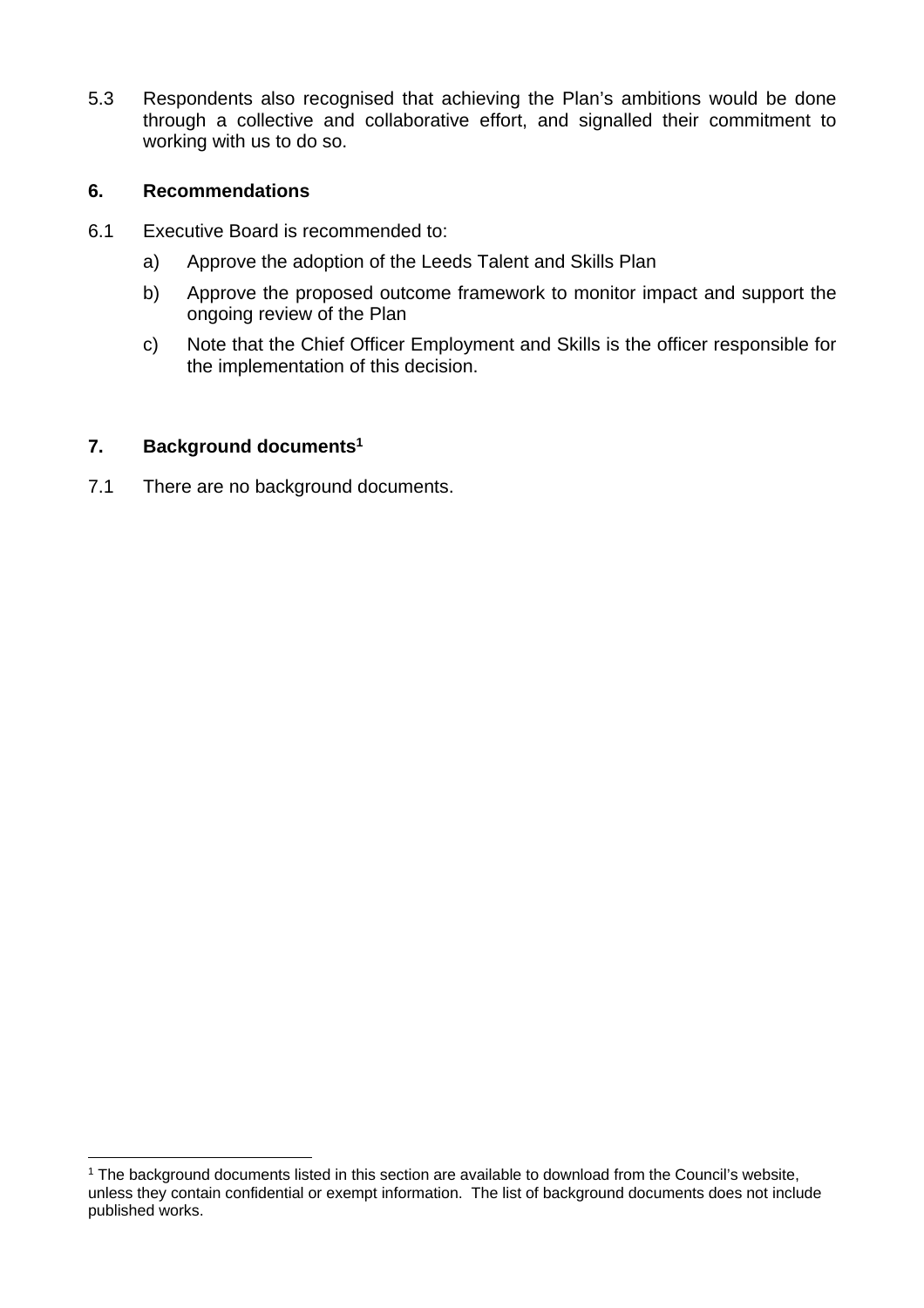5.3 Respondents also recognised that achieving the Plan's ambitions would be done through a collective and collaborative effort, and signalled their commitment to working with us to do so.

## 6. Recommendations

6.1 Executive Board is recommended to:

a) Approve the adoption of the Leeds Talent and Skills Plan

b) Approve the proposed outcome framework to monitor impact and support the ongoing review of the Plan

c) Note that the Chief Officer Employment and Skills is the officer responsible for the implementation of this decision.

## 7. Background documents[1]

7.1 There are no background documents.

[1] The background documents listed in this section are available to download from the Council's website, unless they contain confidential or exempt information. The list of background documents does not include published works.